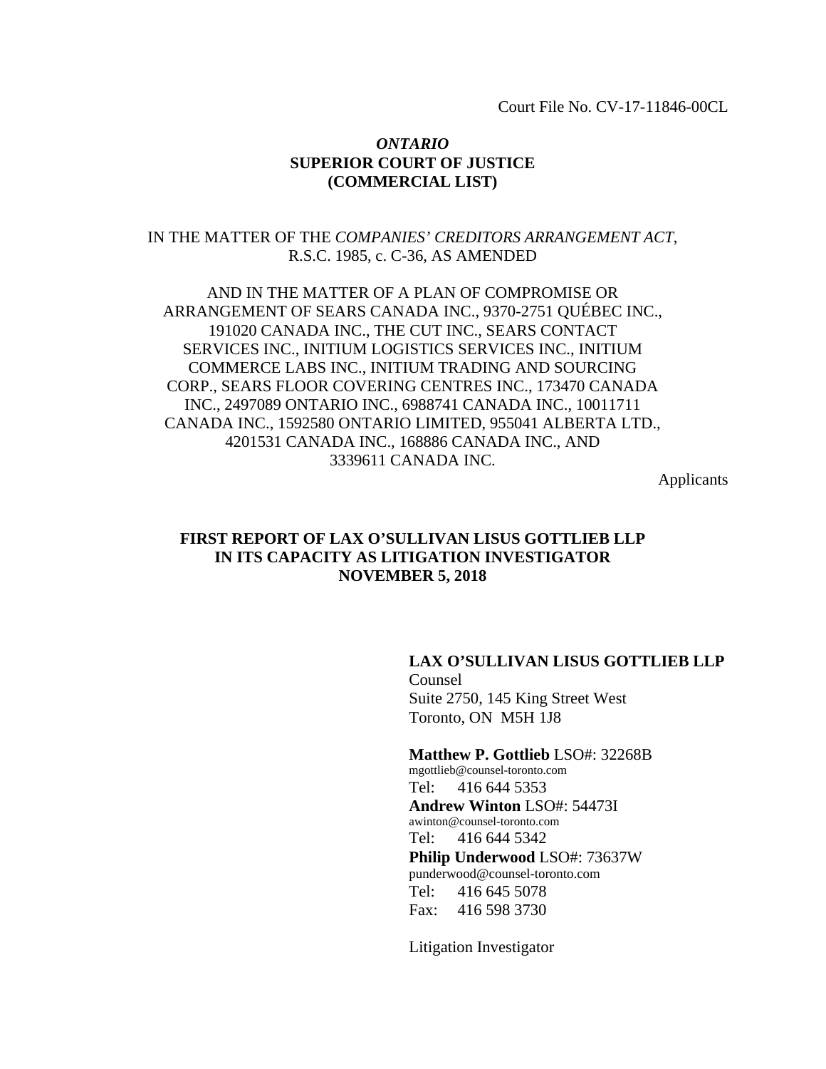Court File No. CV-17-11846-00CL

***ONTARIO***
**SUPERIOR COURT OF JUSTICE**
**(COMMERCIAL LIST)**

IN THE MATTER OF THE *COMPANIES' CREDITORS ARRANGEMENT ACT*, R.S.C. 1985, c. C-36, AS AMENDED

AND IN THE MATTER OF A PLAN OF COMPROMISE OR ARRANGEMENT OF SEARS CANADA INC., 9370-2751 QUÉBEC INC., 191020 CANADA INC., THE CUT INC., SEARS CONTACT SERVICES INC., INITIUM LOGISTICS SERVICES INC., INITIUM COMMERCE LABS INC., INITIUM TRADING AND SOURCING CORP., SEARS FLOOR COVERING CENTRES INC., 173470 CANADA INC., 2497089 ONTARIO INC., 6988741 CANADA INC., 10011711 CANADA INC., 1592580 ONTARIO LIMITED, 955041 ALBERTA LTD., 4201531 CANADA INC., 168886 CANADA INC., AND 3339611 CANADA INC.

Applicants

**FIRST REPORT OF LAX O'SULLIVAN LISUS GOTTLIEB LLP IN ITS CAPACITY AS LITIGATION INVESTIGATOR NOVEMBER 5, 2018**

**LAX O'SULLIVAN LISUS GOTTLIEB LLP**
Counsel
Suite 2750, 145 King Street West
Toronto, ON M5H 1J8

**Matthew P. Gottlieb** LSO#: 32268B
mgottlieb@counsel-toronto.com
Tel: 416 644 5353
**Andrew Winton** LSO#: 54473I
awinton@counsel-toronto.com
Tel: 416 644 5342
**Philip Underwood** LSO#: 73637W
punderwood@counsel-toronto.com
Tel: 416 645 5078
Fax: 416 598 3730

Litigation Investigator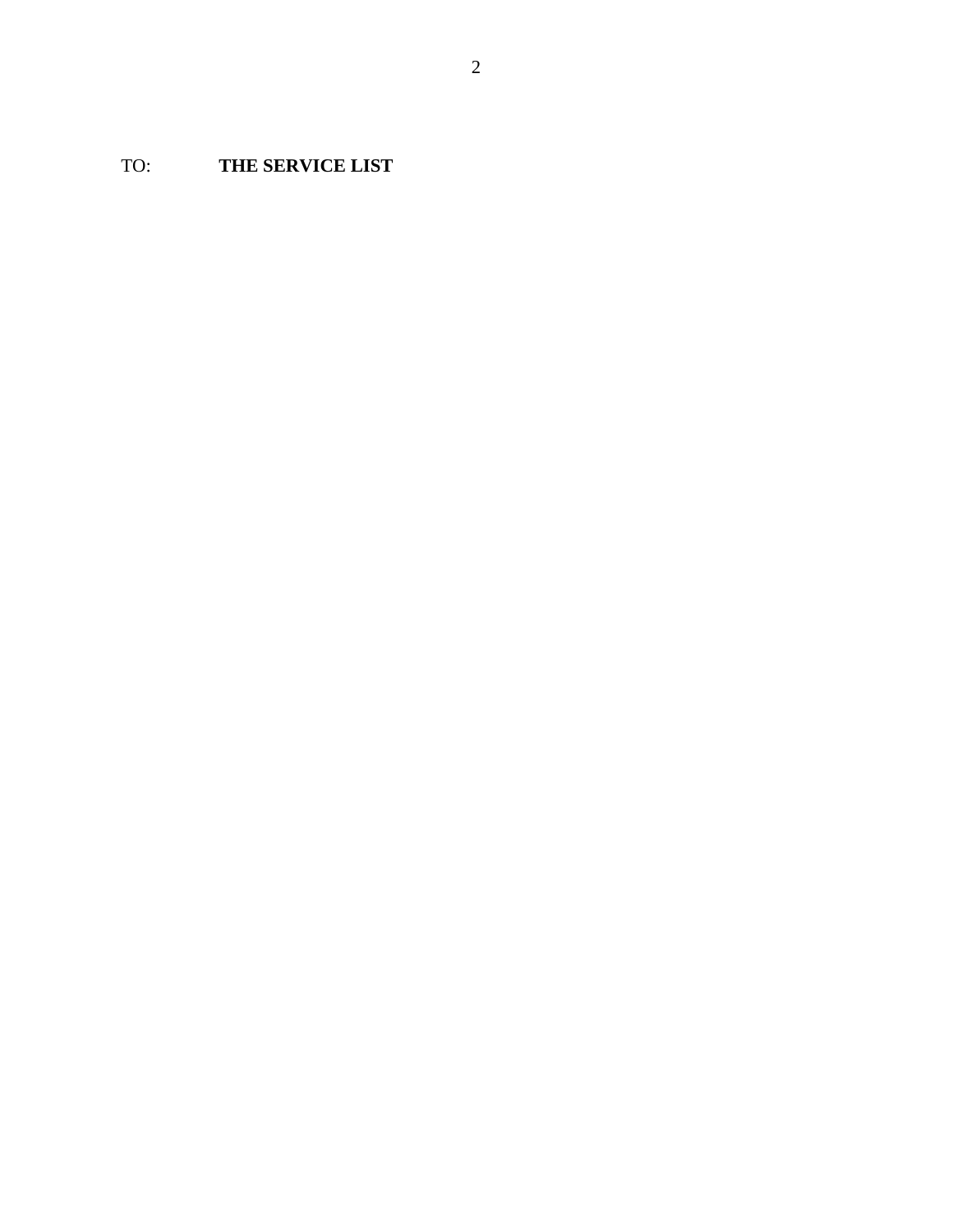TO: **THE SERVICE LIST**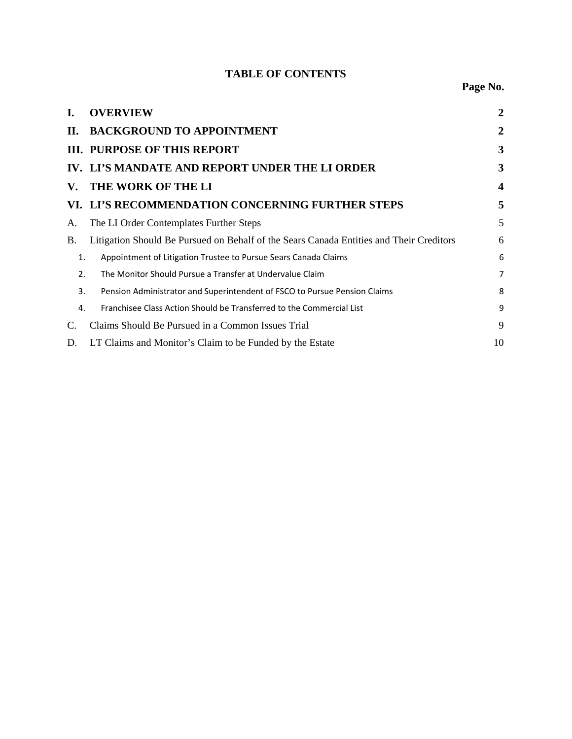# TABLE OF CONTENTS

| | | Page No. |
|---|---|---|
| **I.** | **OVERVIEW** | **2** |
| **II.** | **BACKGROUND TO APPOINTMENT** | **2** |
| **III.** | **PURPOSE OF THIS REPORT** | **3** |
| **IV.** | **LI'S MANDATE AND REPORT UNDER THE LI ORDER** | **3** |
| **V.** | **THE WORK OF THE LI** | **4** |
| **VI.** | **LI'S RECOMMENDATION CONCERNING FURTHER STEPS** | **5** |
| A. | The LI Order Contemplates Further Steps | 5 |
| B. | Litigation Should Be Pursued on Behalf of the Sears Canada Entities and Their Creditors | 6 |
| 1. | Appointment of Litigation Trustee to Pursue Sears Canada Claims | 6 |
| 2. | The Monitor Should Pursue a Transfer at Undervalue Claim | 7 |
| 3. | Pension Administrator and Superintendent of FSCO to Pursue Pension Claims | 8 |
| 4. | Franchisee Class Action Should be Transferred to the Commercial List | 9 |
| C. | Claims Should Be Pursued in a Common Issues Trial | 9 |
| D. | LT Claims and Monitor's Claim to be Funded by the Estate | 10 |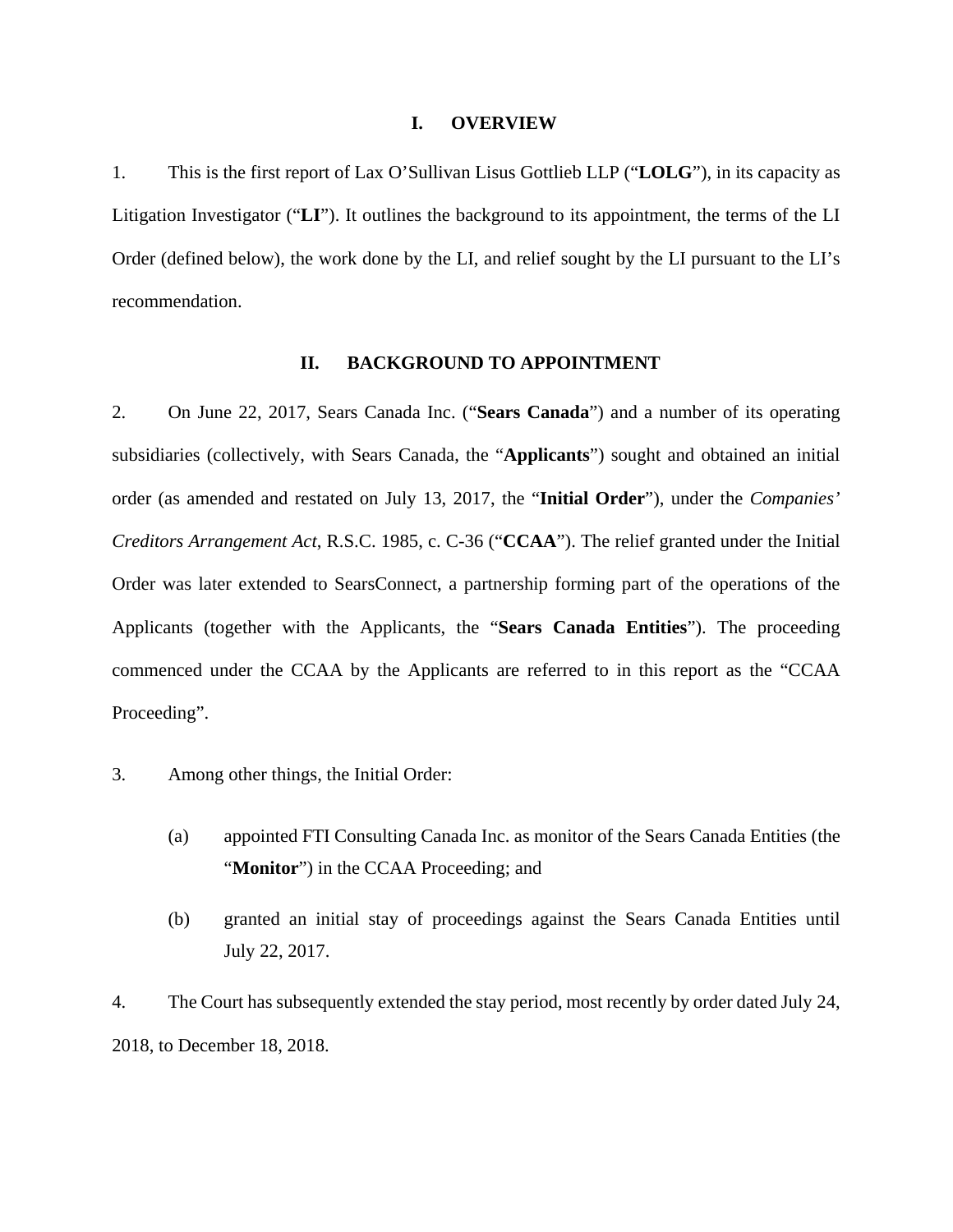## I. OVERVIEW

1. This is the first report of Lax O'Sullivan Lisus Gottlieb LLP ("**LOLG**"), in its capacity as Litigation Investigator ("**LI**"). It outlines the background to its appointment, the terms of the LI Order (defined below), the work done by the LI, and relief sought by the LI pursuant to the LI's recommendation.

## II. BACKGROUND TO APPOINTMENT

2. On June 22, 2017, Sears Canada Inc. ("**Sears Canada**") and a number of its operating subsidiaries (collectively, with Sears Canada, the "**Applicants**") sought and obtained an initial order (as amended and restated on July 13, 2017, the "**Initial Order**"), under the *Companies' Creditors Arrangement Act*, R.S.C. 1985, c. C-36 ("**CCAA**"). The relief granted under the Initial Order was later extended to SearsConnect, a partnership forming part of the operations of the Applicants (together with the Applicants, the "**Sears Canada Entities**"). The proceeding commenced under the CCAA by the Applicants are referred to in this report as the "CCAA Proceeding".

3. Among other things, the Initial Order:

   (a) appointed FTI Consulting Canada Inc. as monitor of the Sears Canada Entities (the "**Monitor**") in the CCAA Proceeding; and

   (b) granted an initial stay of proceedings against the Sears Canada Entities until July 22, 2017.

4. The Court has subsequently extended the stay period, most recently by order dated July 24, 2018, to December 18, 2018.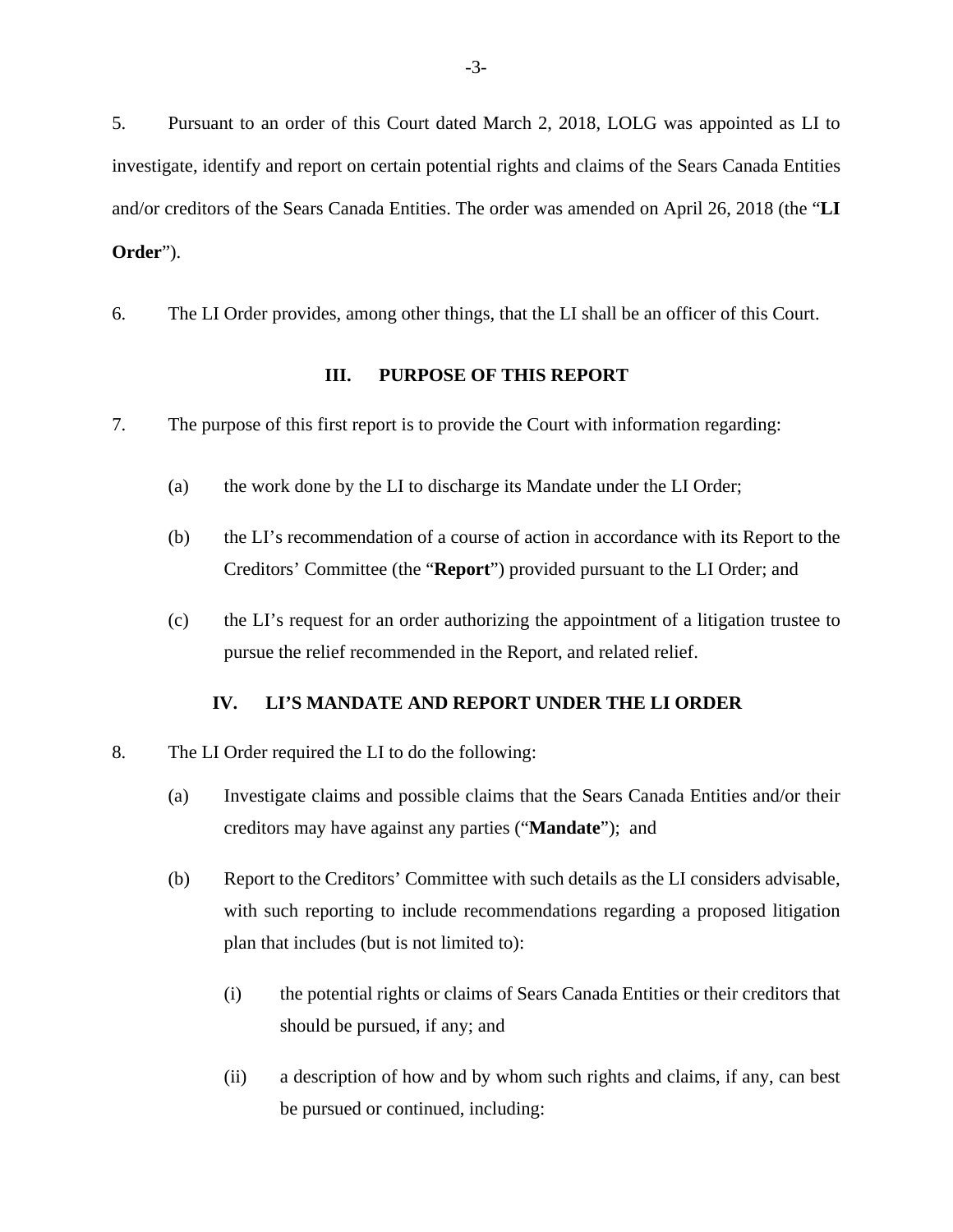5. Pursuant to an order of this Court dated March 2, 2018, LOLG was appointed as LI to investigate, identify and report on certain potential rights and claims of the Sears Canada Entities and/or creditors of the Sears Canada Entities. The order was amended on April 26, 2018 (the "**LI Order**").

6. The LI Order provides, among other things, that the LI shall be an officer of this Court.

## III. PURPOSE OF THIS REPORT

7. The purpose of this first report is to provide the Court with information regarding:

   (a) the work done by the LI to discharge its Mandate under the LI Order;

   (b) the LI's recommendation of a course of action in accordance with its Report to the Creditors' Committee (the "**Report**") provided pursuant to the LI Order; and

   (c) the LI's request for an order authorizing the appointment of a litigation trustee to pursue the relief recommended in the Report, and related relief.

## IV. LI'S MANDATE AND REPORT UNDER THE LI ORDER

8. The LI Order required the LI to do the following:

   (a) Investigate claims and possible claims that the Sears Canada Entities and/or their creditors may have against any parties ("**Mandate**"); and

   (b) Report to the Creditors' Committee with such details as the LI considers advisable, with such reporting to include recommendations regarding a proposed litigation plan that includes (but is not limited to):

      (i) the potential rights or claims of Sears Canada Entities or their creditors that should be pursued, if any; and

      (ii) a description of how and by whom such rights and claims, if any, can best be pursued or continued, including: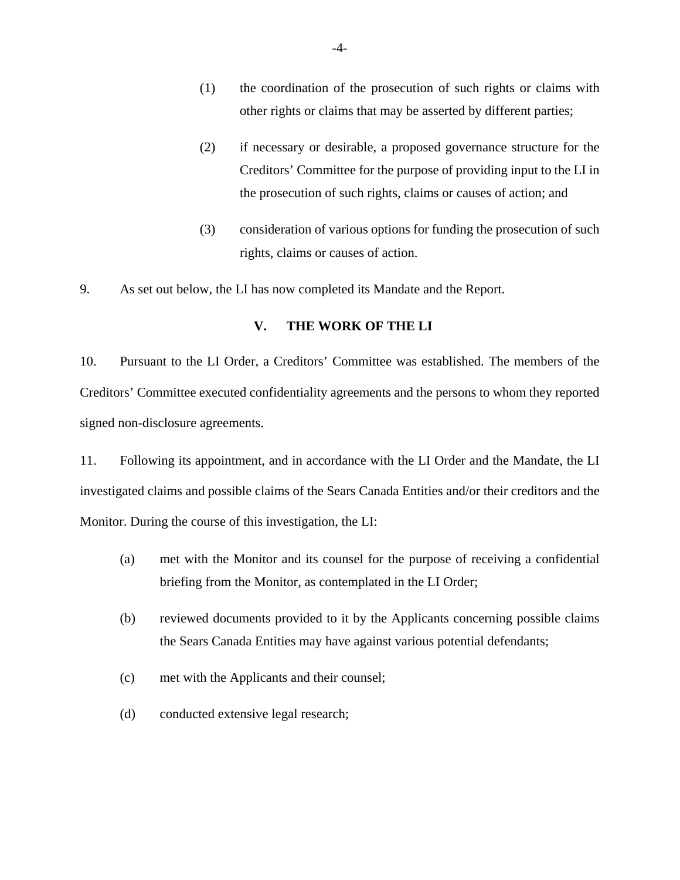(1) the coordination of the prosecution of such rights or claims with other rights or claims that may be asserted by different parties;

(2) if necessary or desirable, a proposed governance structure for the Creditors' Committee for the purpose of providing input to the LI in the prosecution of such rights, claims or causes of action; and

(3) consideration of various options for funding the prosecution of such rights, claims or causes of action.

9. As set out below, the LI has now completed its Mandate and the Report.

## V. THE WORK OF THE LI

10. Pursuant to the LI Order, a Creditors' Committee was established. The members of the Creditors' Committee executed confidentiality agreements and the persons to whom they reported signed non-disclosure agreements.

11. Following its appointment, and in accordance with the LI Order and the Mandate, the LI investigated claims and possible claims of the Sears Canada Entities and/or their creditors and the Monitor. During the course of this investigation, the LI:

(a) met with the Monitor and its counsel for the purpose of receiving a confidential briefing from the Monitor, as contemplated in the LI Order;

(b) reviewed documents provided to it by the Applicants concerning possible claims the Sears Canada Entities may have against various potential defendants;

(c) met with the Applicants and their counsel;

(d) conducted extensive legal research;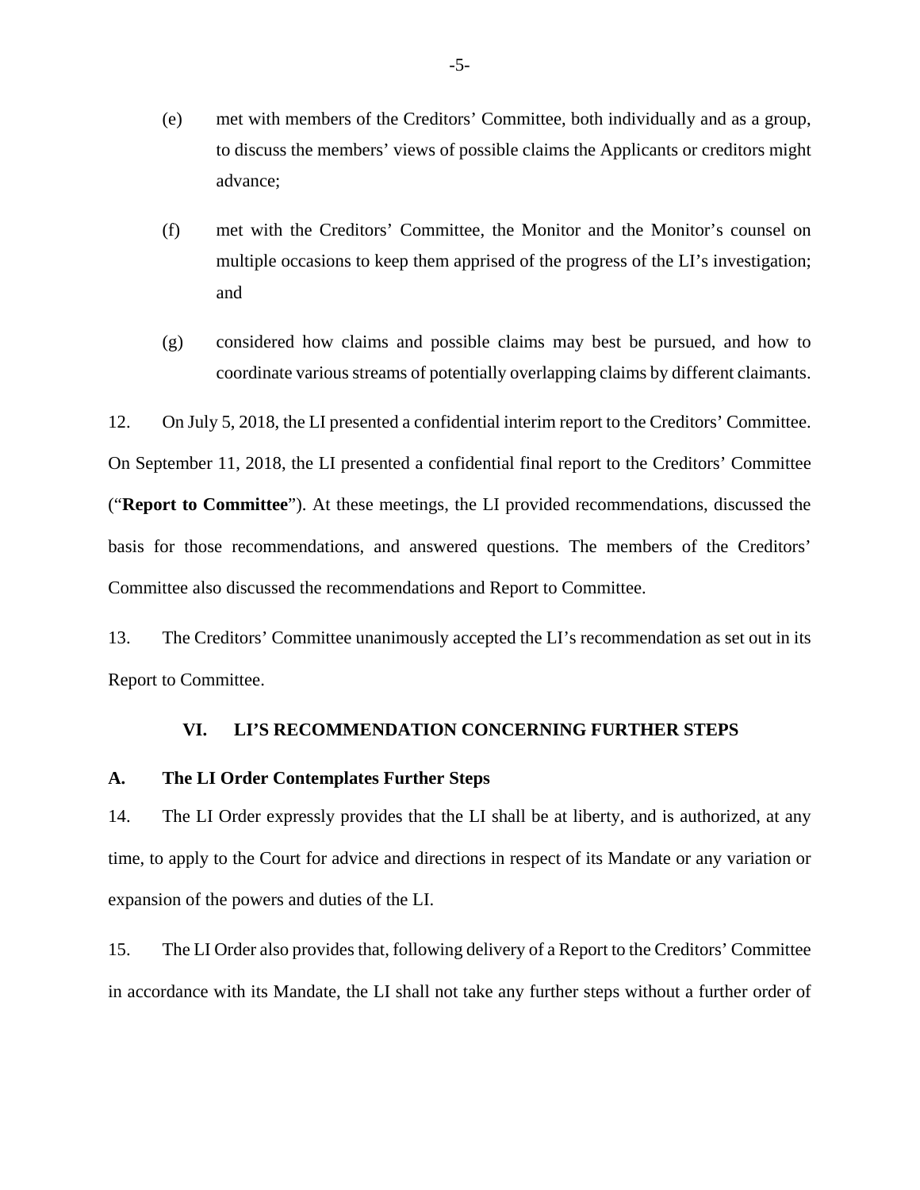(e) met with members of the Creditors' Committee, both individually and as a group, to discuss the members' views of possible claims the Applicants or creditors might advance;

(f) met with the Creditors' Committee, the Monitor and the Monitor's counsel on multiple occasions to keep them apprised of the progress of the LI's investigation; and

(g) considered how claims and possible claims may best be pursued, and how to coordinate various streams of potentially overlapping claims by different claimants.

12. On July 5, 2018, the LI presented a confidential interim report to the Creditors' Committee. On September 11, 2018, the LI presented a confidential final report to the Creditors' Committee ("**Report to Committee**"). At these meetings, the LI provided recommendations, discussed the basis for those recommendations, and answered questions. The members of the Creditors' Committee also discussed the recommendations and Report to Committee.

13. The Creditors' Committee unanimously accepted the LI's recommendation as set out in its Report to Committee.

## VI. LI'S RECOMMENDATION CONCERNING FURTHER STEPS

### A. The LI Order Contemplates Further Steps

14. The LI Order expressly provides that the LI shall be at liberty, and is authorized, at any time, to apply to the Court for advice and directions in respect of its Mandate or any variation or expansion of the powers and duties of the LI.

15. The LI Order also provides that, following delivery of a Report to the Creditors' Committee in accordance with its Mandate, the LI shall not take any further steps without a further order of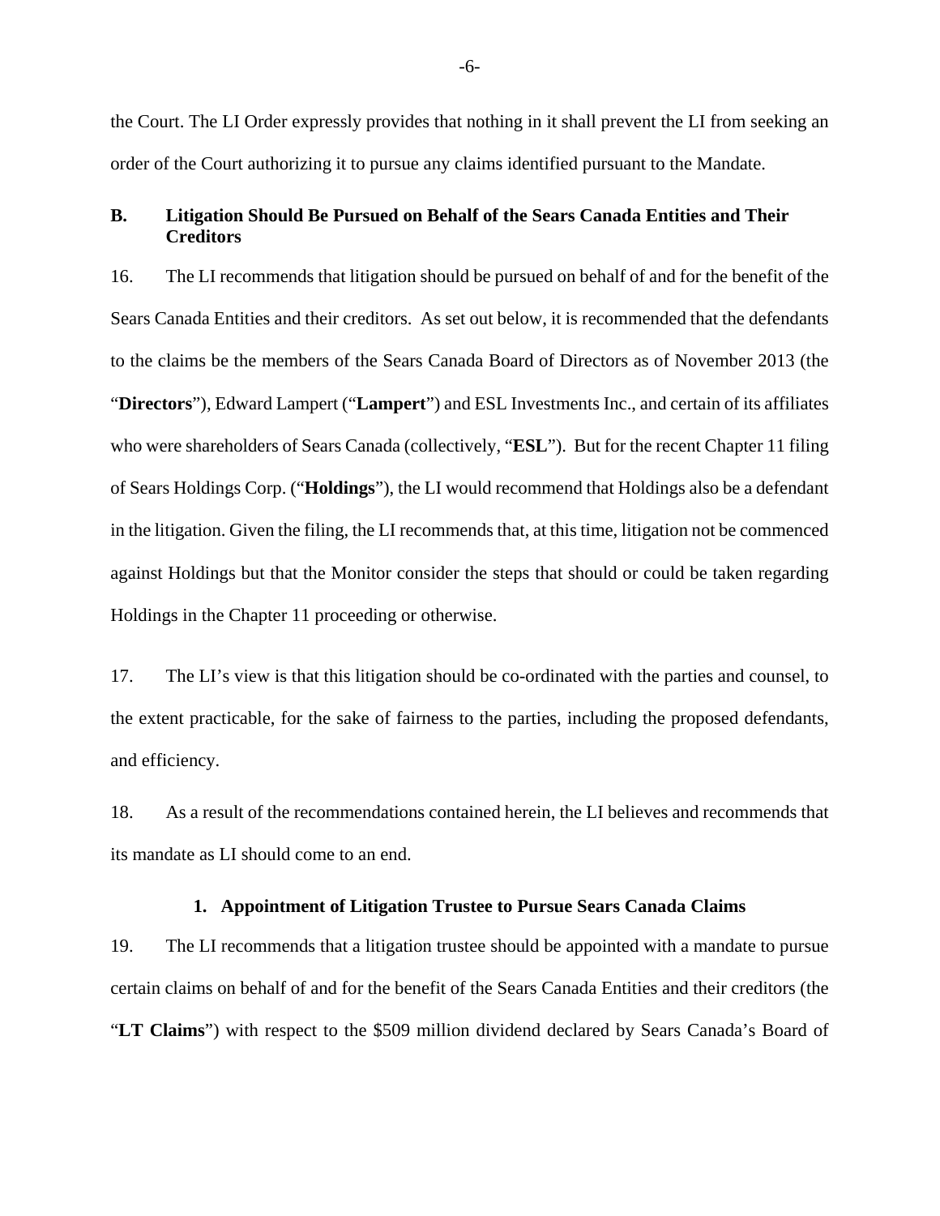the Court. The LI Order expressly provides that nothing in it shall prevent the LI from seeking an order of the Court authorizing it to pursue any claims identified pursuant to the Mandate.

## B. Litigation Should Be Pursued on Behalf of the Sears Canada Entities and Their Creditors

16. The LI recommends that litigation should be pursued on behalf of and for the benefit of the Sears Canada Entities and their creditors. As set out below, it is recommended that the defendants to the claims be the members of the Sears Canada Board of Directors as of November 2013 (the "**Directors**"), Edward Lampert ("**Lampert**") and ESL Investments Inc., and certain of its affiliates who were shareholders of Sears Canada (collectively, "**ESL**"). But for the recent Chapter 11 filing of Sears Holdings Corp. ("**Holdings**"), the LI would recommend that Holdings also be a defendant in the litigation. Given the filing, the LI recommends that, at this time, litigation not be commenced against Holdings but that the Monitor consider the steps that should or could be taken regarding Holdings in the Chapter 11 proceeding or otherwise.

17. The LI's view is that this litigation should be co-ordinated with the parties and counsel, to the extent practicable, for the sake of fairness to the parties, including the proposed defendants, and efficiency.

18. As a result of the recommendations contained herein, the LI believes and recommends that its mandate as LI should come to an end.

### 1. Appointment of Litigation Trustee to Pursue Sears Canada Claims

19. The LI recommends that a litigation trustee should be appointed with a mandate to pursue certain claims on behalf of and for the benefit of the Sears Canada Entities and their creditors (the "**LT Claims**") with respect to the $509 million dividend declared by Sears Canada's Board of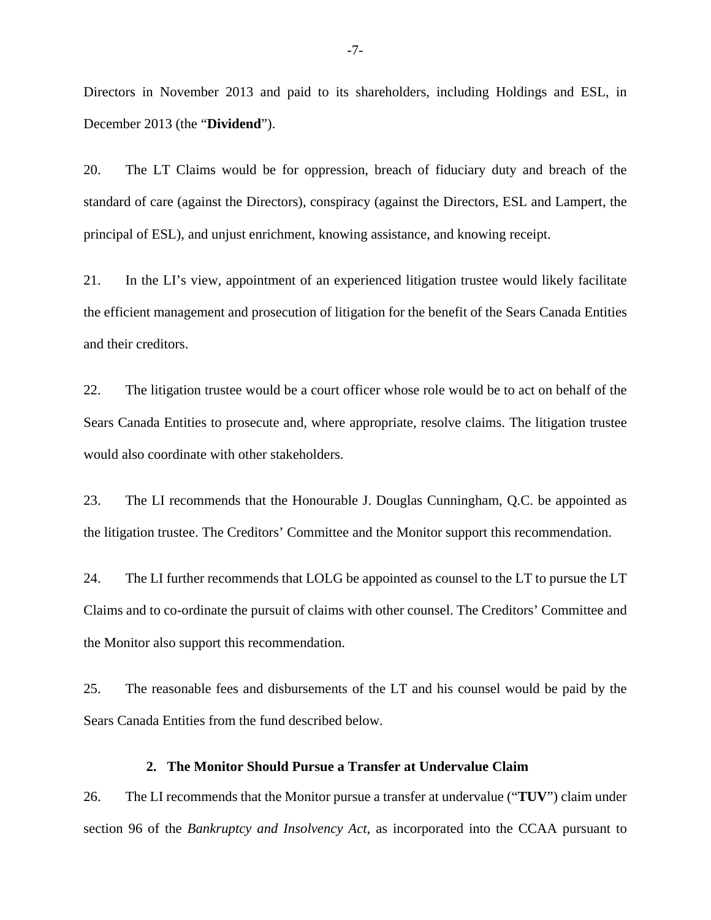Directors in November 2013 and paid to its shareholders, including Holdings and ESL, in December 2013 (the "**Dividend**").

20. The LT Claims would be for oppression, breach of fiduciary duty and breach of the standard of care (against the Directors), conspiracy (against the Directors, ESL and Lampert, the principal of ESL), and unjust enrichment, knowing assistance, and knowing receipt.

21. In the LI's view, appointment of an experienced litigation trustee would likely facilitate the efficient management and prosecution of litigation for the benefit of the Sears Canada Entities and their creditors.

22. The litigation trustee would be a court officer whose role would be to act on behalf of the Sears Canada Entities to prosecute and, where appropriate, resolve claims. The litigation trustee would also coordinate with other stakeholders.

23. The LI recommends that the Honourable J. Douglas Cunningham, Q.C. be appointed as the litigation trustee. The Creditors' Committee and the Monitor support this recommendation.

24. The LI further recommends that LOLG be appointed as counsel to the LT to pursue the LT Claims and to co-ordinate the pursuit of claims with other counsel. The Creditors' Committee and the Monitor also support this recommendation.

25. The reasonable fees and disbursements of the LT and his counsel would be paid by the Sears Canada Entities from the fund described below.

### 2. The Monitor Should Pursue a Transfer at Undervalue Claim

26. The LI recommends that the Monitor pursue a transfer at undervalue ("**TUV**") claim under section 96 of the *Bankruptcy and Insolvency Act*, as incorporated into the CCAA pursuant to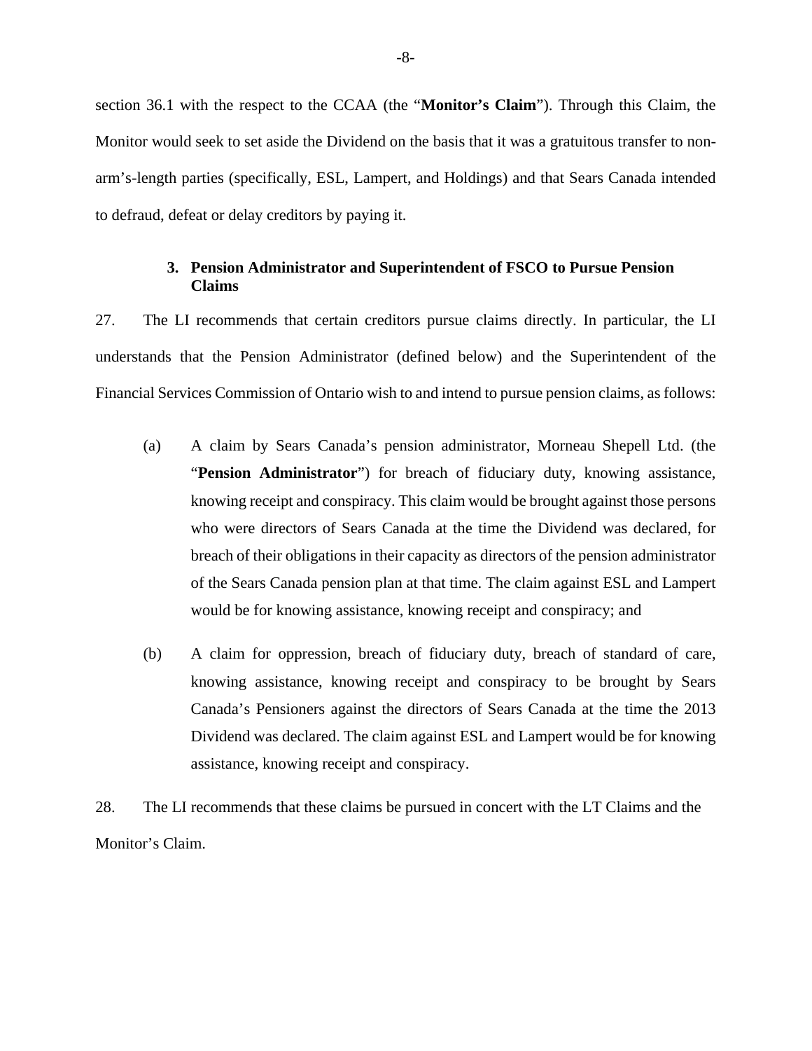section 36.1 with the respect to the CCAA (the "**Monitor's Claim**"). Through this Claim, the Monitor would seek to set aside the Dividend on the basis that it was a gratuitous transfer to non-arm's-length parties (specifically, ESL, Lampert, and Holdings) and that Sears Canada intended to defraud, defeat or delay creditors by paying it.

### 3. Pension Administrator and Superintendent of FSCO to Pursue Pension Claims

27. The LI recommends that certain creditors pursue claims directly. In particular, the LI understands that the Pension Administrator (defined below) and the Superintendent of the Financial Services Commission of Ontario wish to and intend to pursue pension claims, as follows:

(a) A claim by Sears Canada's pension administrator, Morneau Shepell Ltd. (the "**Pension Administrator**") for breach of fiduciary duty, knowing assistance, knowing receipt and conspiracy. This claim would be brought against those persons who were directors of Sears Canada at the time the Dividend was declared, for breach of their obligations in their capacity as directors of the pension administrator of the Sears Canada pension plan at that time. The claim against ESL and Lampert would be for knowing assistance, knowing receipt and conspiracy; and

(b) A claim for oppression, breach of fiduciary duty, breach of standard of care, knowing assistance, knowing receipt and conspiracy to be brought by Sears Canada's Pensioners against the directors of Sears Canada at the time the 2013 Dividend was declared. The claim against ESL and Lampert would be for knowing assistance, knowing receipt and conspiracy.

28. The LI recommends that these claims be pursued in concert with the LT Claims and the Monitor's Claim.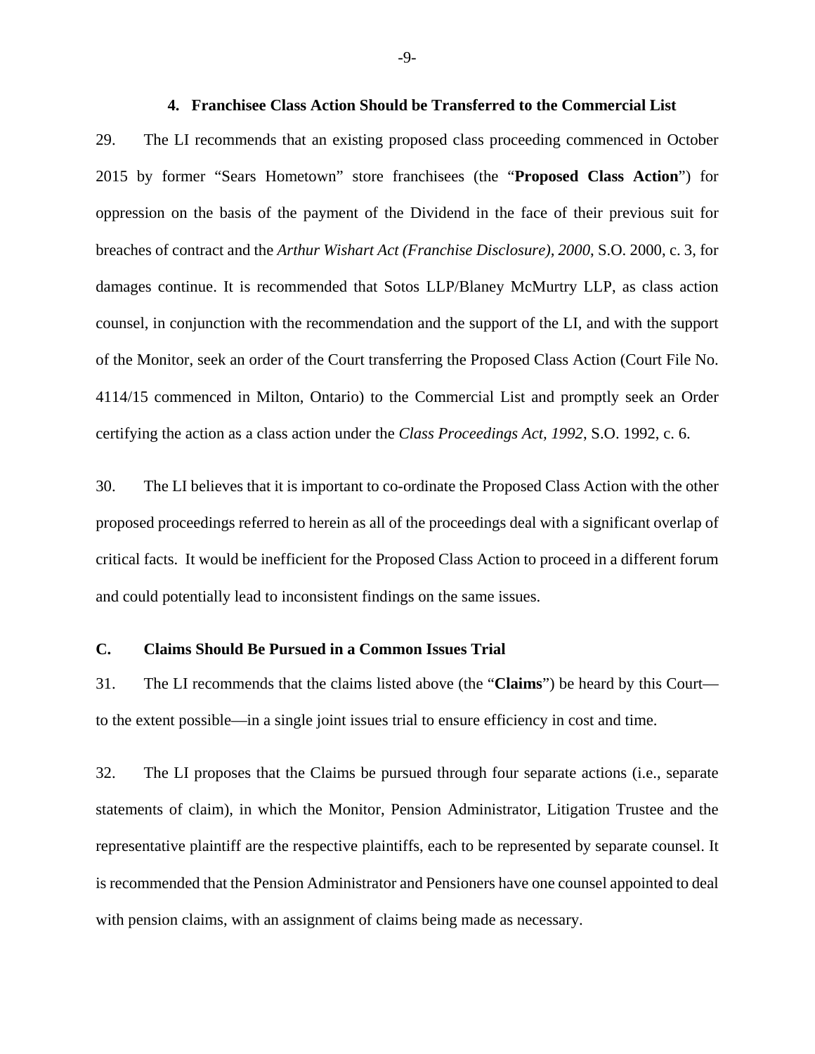### 4. Franchisee Class Action Should be Transferred to the Commercial List

29. The LI recommends that an existing proposed class proceeding commenced in October 2015 by former "Sears Hometown" store franchisees (the "**Proposed Class Action**") for oppression on the basis of the payment of the Dividend in the face of their previous suit for breaches of contract and the *Arthur Wishart Act (Franchise Disclosure), 2000*, S.O. 2000, c. 3, for damages continue. It is recommended that Sotos LLP/Blaney McMurtry LLP, as class action counsel, in conjunction with the recommendation and the support of the LI, and with the support of the Monitor, seek an order of the Court transferring the Proposed Class Action (Court File No. 4114/15 commenced in Milton, Ontario) to the Commercial List and promptly seek an Order certifying the action as a class action under the *Class Proceedings Act, 1992*, S.O. 1992, c. 6.

30. The LI believes that it is important to co-ordinate the Proposed Class Action with the other proposed proceedings referred to herein as all of the proceedings deal with a significant overlap of critical facts. It would be inefficient for the Proposed Class Action to proceed in a different forum and could potentially lead to inconsistent findings on the same issues.

## C. Claims Should Be Pursued in a Common Issues Trial

31. The LI recommends that the claims listed above (the "**Claims**") be heard by this Court—to the extent possible—in a single joint issues trial to ensure efficiency in cost and time.

32. The LI proposes that the Claims be pursued through four separate actions (i.e., separate statements of claim), in which the Monitor, Pension Administrator, Litigation Trustee and the representative plaintiff are the respective plaintiffs, each to be represented by separate counsel. It is recommended that the Pension Administrator and Pensioners have one counsel appointed to deal with pension claims, with an assignment of claims being made as necessary.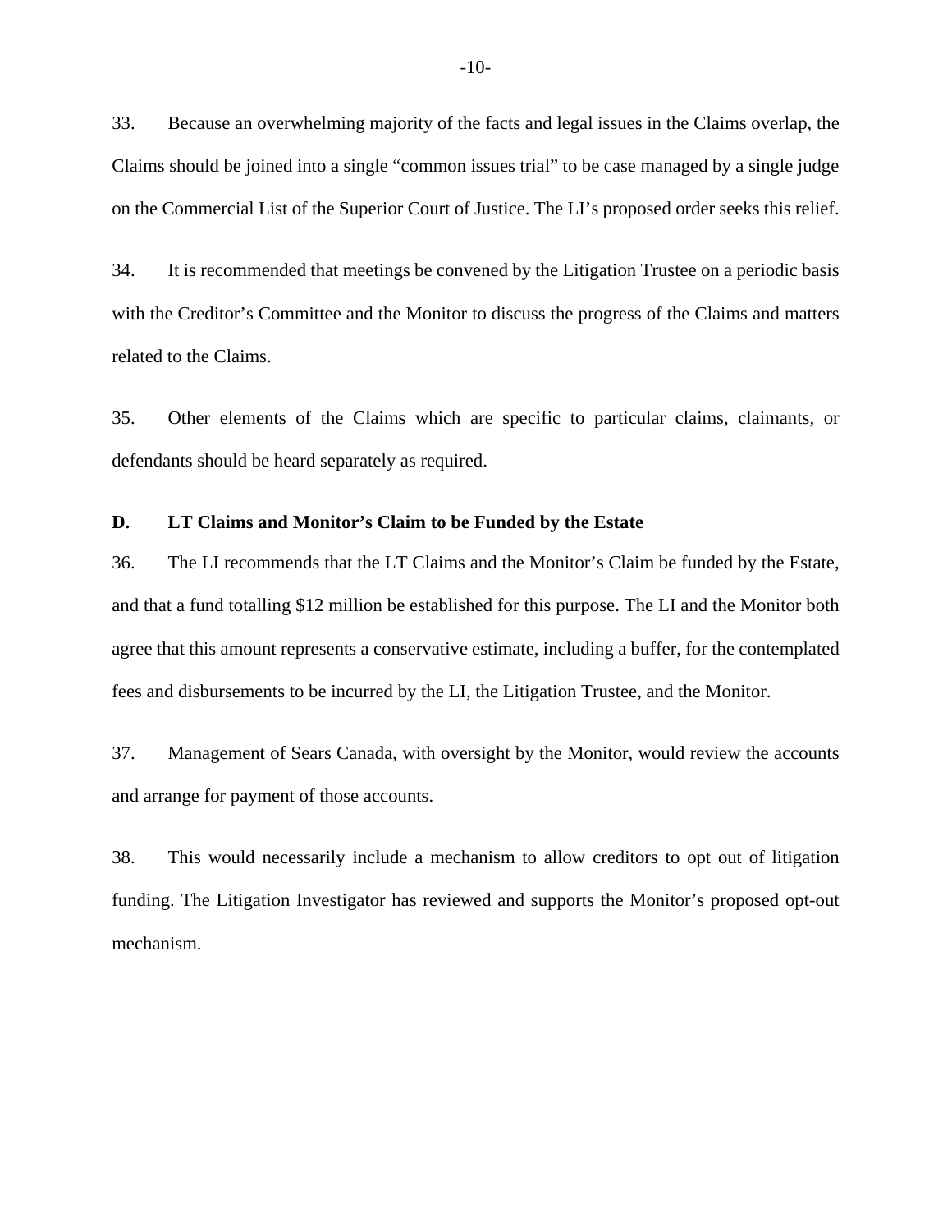33. Because an overwhelming majority of the facts and legal issues in the Claims overlap, the Claims should be joined into a single "common issues trial" to be case managed by a single judge on the Commercial List of the Superior Court of Justice. The LI's proposed order seeks this relief.

34. It is recommended that meetings be convened by the Litigation Trustee on a periodic basis with the Creditor's Committee and the Monitor to discuss the progress of the Claims and matters related to the Claims.

35. Other elements of the Claims which are specific to particular claims, claimants, or defendants should be heard separately as required.

### D. LT Claims and Monitor's Claim to be Funded by the Estate

36. The LI recommends that the LT Claims and the Monitor's Claim be funded by the Estate, and that a fund totalling $12 million be established for this purpose. The LI and the Monitor both agree that this amount represents a conservative estimate, including a buffer, for the contemplated fees and disbursements to be incurred by the LI, the Litigation Trustee, and the Monitor.

37. Management of Sears Canada, with oversight by the Monitor, would review the accounts and arrange for payment of those accounts.

38. This would necessarily include a mechanism to allow creditors to opt out of litigation funding. The Litigation Investigator has reviewed and supports the Monitor's proposed opt-out mechanism.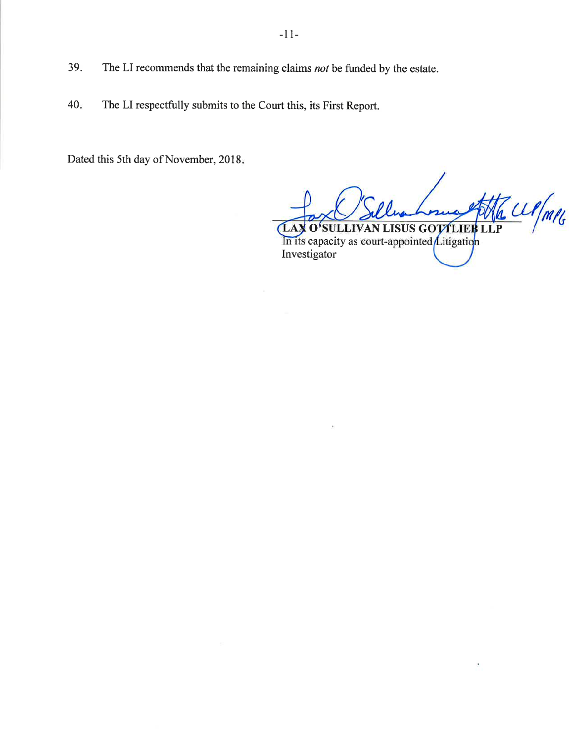39. The LI recommends that the remaining claims *not* be funded by the estate.

40. The LI respectfully submits to the Court this, its First Report.

Dated this 5th day of November, 2018.

**LAX O'SULLIVAN LISUS GOTTLIEB LLP**
In its capacity as court-appointed Litigation Investigator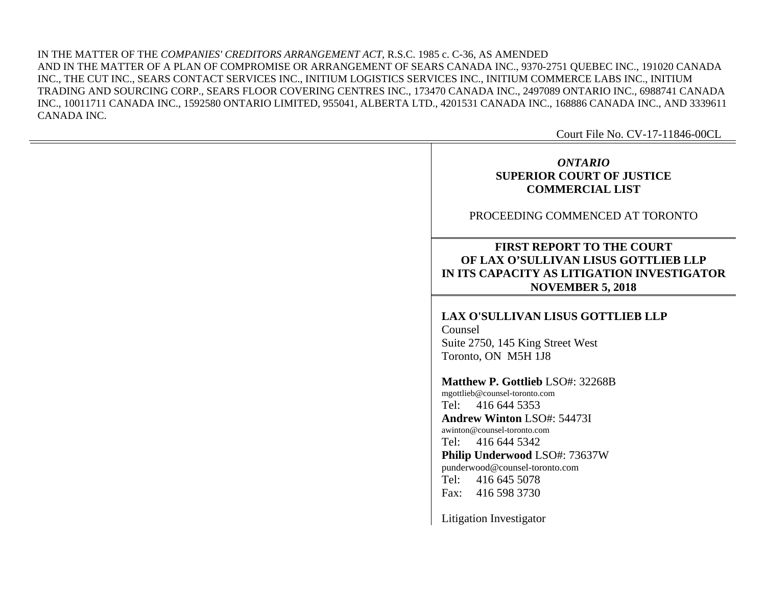IN THE MATTER OF THE *COMPANIES' CREDITORS ARRANGEMENT ACT*, R.S.C. 1985 c. C-36, AS AMENDED
AND IN THE MATTER OF A PLAN OF COMPROMISE OR ARRANGEMENT OF SEARS CANADA INC., 9370-2751 QUEBEC INC., 191020 CANADA INC., THE CUT INC., SEARS CONTACT SERVICES INC., INITIUM LOGISTICS SERVICES INC., INITIUM COMMERCE LABS INC., INITIUM TRADING AND SOURCING CORP., SEARS FLOOR COVERING CENTRES INC., 173470 CANADA INC., 2497089 ONTARIO INC., 6988741 CANADA INC., 10011711 CANADA INC., 1592580 ONTARIO LIMITED, 955041, ALBERTA LTD., 4201531 CANADA INC., 168886 CANADA INC., AND 3339611 CANADA INC.

Court File No. CV-17-11846-00CL

***ONTARIO***
**SUPERIOR COURT OF JUSTICE**
**COMMERCIAL LIST**

PROCEEDING COMMENCED AT TORONTO

**FIRST REPORT TO THE COURT**
**OF LAX O'SULLIVAN LISUS GOTTLIEB LLP**
**IN ITS CAPACITY AS LITIGATION INVESTIGATOR**
**NOVEMBER 5, 2018**

**LAX O'SULLIVAN LISUS GOTTLIEB LLP**
Counsel
Suite 2750, 145 King Street West
Toronto, ON M5H 1J8

**Matthew P. Gottlieb** LSO#: 32268B
mgottlieb@counsel-toronto.com
Tel: 416 644 5353
**Andrew Winton** LSO#: 54473I
awinton@counsel-toronto.com
Tel: 416 644 5342
**Philip Underwood** LSO#: 73637W
punderwood@counsel-toronto.com
Tel: 416 645 5078
Fax: 416 598 3730

Litigation Investigator